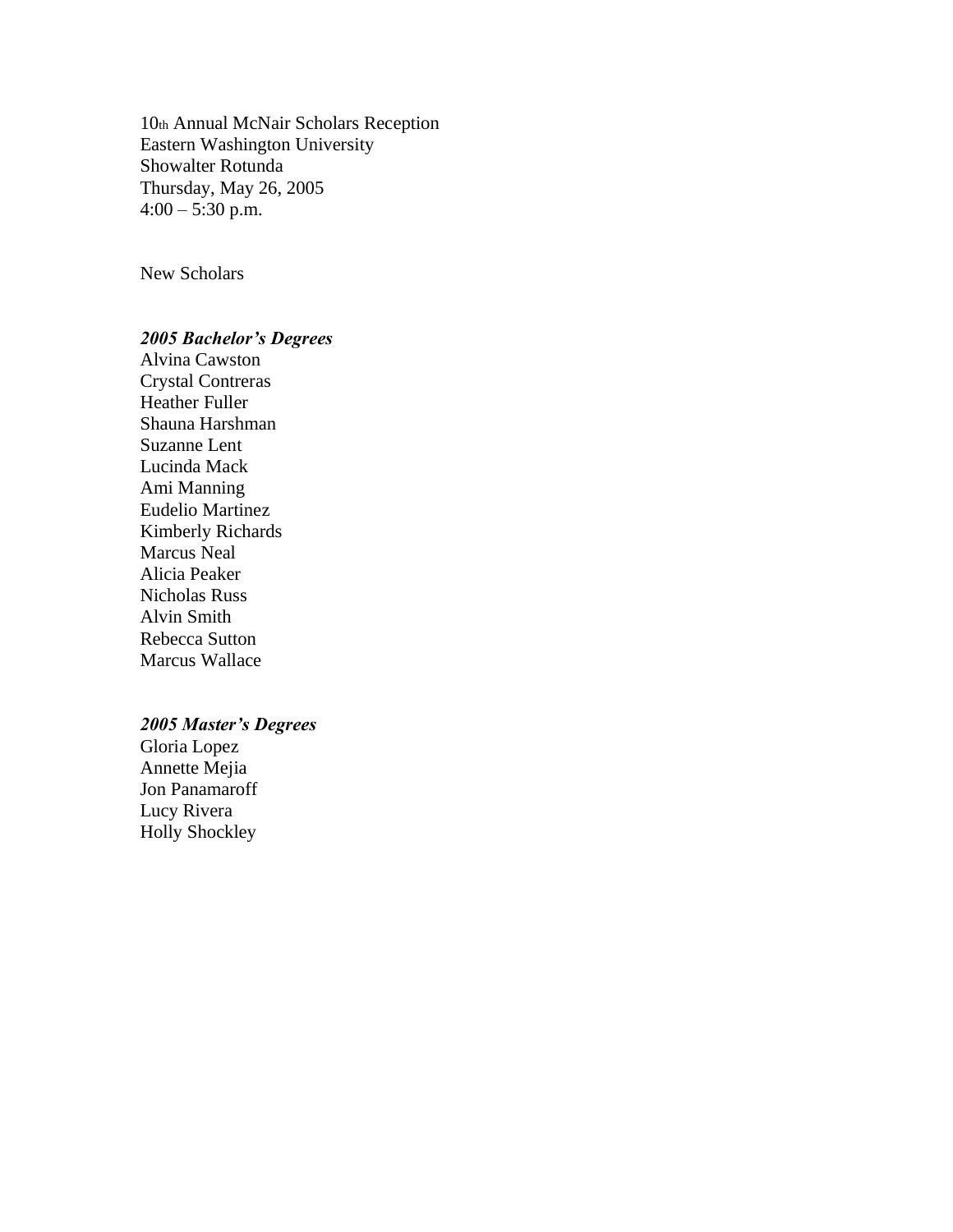10th Annual McNair Scholars Reception
Eastern Washington University
Showalter Rotunda
Thursday, May 26, 2005
4:00 – 5:30 p.m.

New Scholars

***2005 Bachelor's Degrees***

Alvina Cawston
Crystal Contreras
Heather Fuller
Shauna Harshman
Suzanne Lent
Lucinda Mack
Ami Manning
Eudelio Martinez
Kimberly Richards
Marcus Neal
Alicia Peaker
Nicholas Russ
Alvin Smith
Rebecca Sutton
Marcus Wallace

***2005 Master's Degrees***

Gloria Lopez
Annette Mejia
Jon Panamaroff
Lucy Rivera
Holly Shockley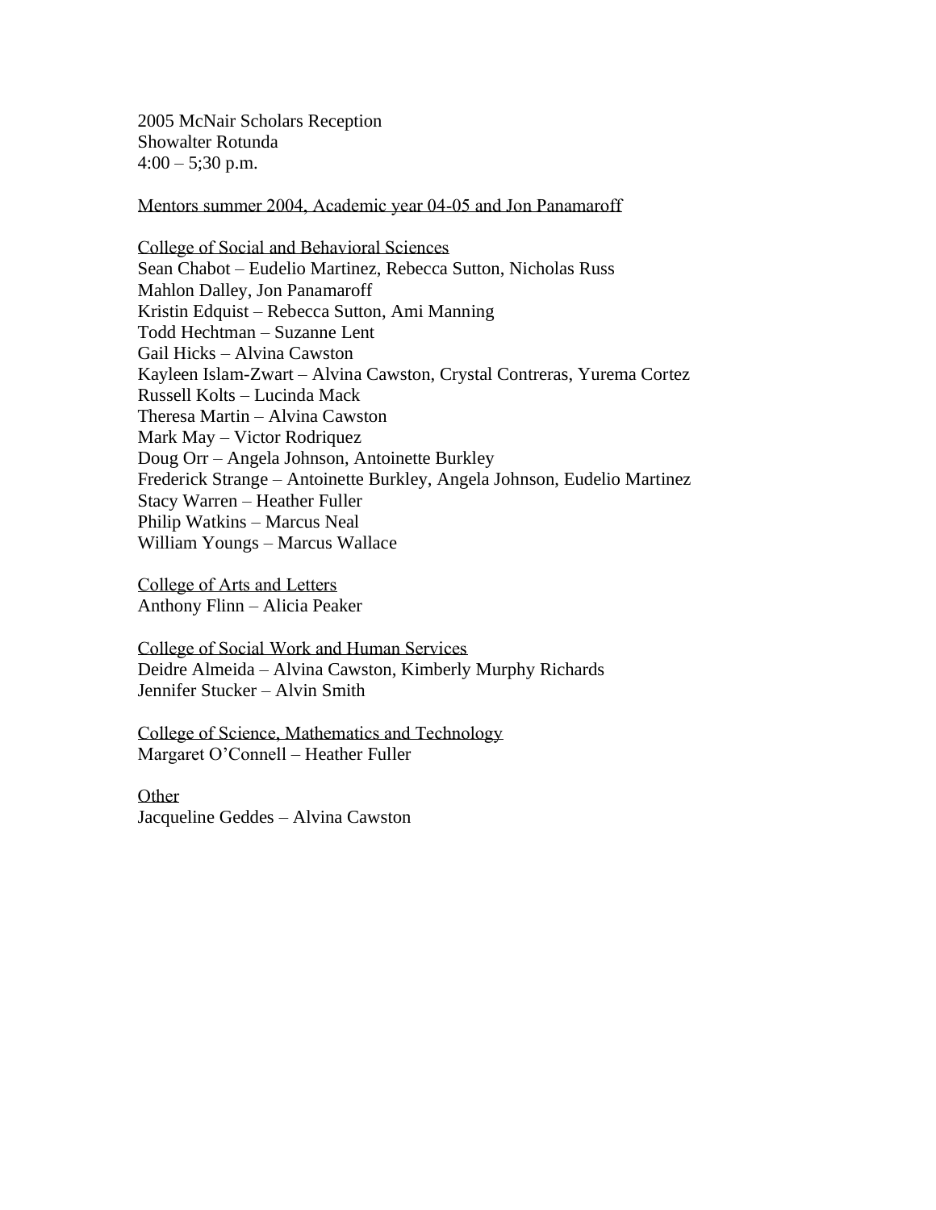2005 McNair Scholars Reception
Showalter Rotunda
4:00 – 5;30 p.m.

<u>Mentors summer 2004, Academic year 04-05 and Jon Panamaroff</u>

<u>College of Social and Behavioral Sciences</u>
Sean Chabot – Eudelio Martinez, Rebecca Sutton, Nicholas Russ
Mahlon Dalley, Jon Panamaroff
Kristin Edquist – Rebecca Sutton, Ami Manning
Todd Hechtman – Suzanne Lent
Gail Hicks – Alvina Cawston
Kayleen Islam-Zwart – Alvina Cawston, Crystal Contreras, Yurema Cortez
Russell Kolts – Lucinda Mack
Theresa Martin – Alvina Cawston
Mark May – Victor Rodriquez
Doug Orr – Angela Johnson, Antoinette Burkley
Frederick Strange – Antoinette Burkley, Angela Johnson, Eudelio Martinez
Stacy Warren – Heather Fuller
Philip Watkins – Marcus Neal
William Youngs – Marcus Wallace

<u>College of Arts and Letters</u>
Anthony Flinn – Alicia Peaker

<u>College of Social Work and Human Services</u>
Deidre Almeida – Alvina Cawston, Kimberly Murphy Richards
Jennifer Stucker – Alvin Smith

<u>College of Science, Mathematics and Technology</u>
Margaret O'Connell – Heather Fuller

<u>Other</u>
Jacqueline Geddes – Alvina Cawston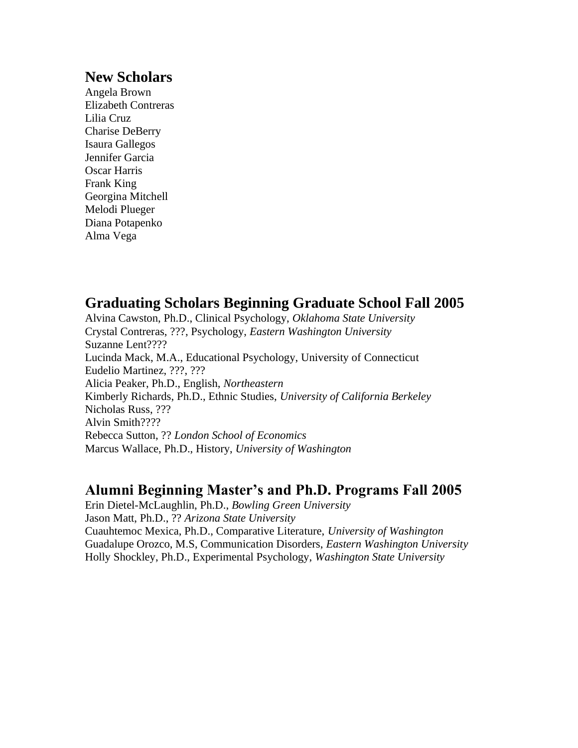## New Scholars

Angela Brown
Elizabeth Contreras
Lilia Cruz
Charise DeBerry
Isaura Gallegos
Jennifer Garcia
Oscar Harris
Frank King
Georgina Mitchell
Melodi Plueger
Diana Potapenko
Alma Vega

## Graduating Scholars Beginning Graduate School Fall 2005

Alvina Cawston, Ph.D., Clinical Psychology, *Oklahoma State University*
Crystal Contreras, ???, Psychology, *Eastern Washington University*
Suzanne Lent????
Lucinda Mack, M.A., Educational Psychology, University of Connecticut
Eudelio Martinez, ???, ???
Alicia Peaker, Ph.D., English, *Northeastern*
Kimberly Richards, Ph.D., Ethnic Studies, *University of California Berkeley*
Nicholas Russ, ???
Alvin Smith????
Rebecca Sutton, ?? *London School of Economics*
Marcus Wallace, Ph.D., History, *University of Washington*

## Alumni Beginning Master's and Ph.D. Programs Fall 2005

Erin Dietel-McLaughlin, Ph.D., *Bowling Green University*
Jason Matt, Ph.D., ?? *Arizona State University*
Cuauhtemoc Mexica, Ph.D., Comparative Literature, *University of Washington*
Guadalupe Orozco, M.S, Communication Disorders, *Eastern Washington University*
Holly Shockley, Ph.D., Experimental Psychology, *Washington State University*